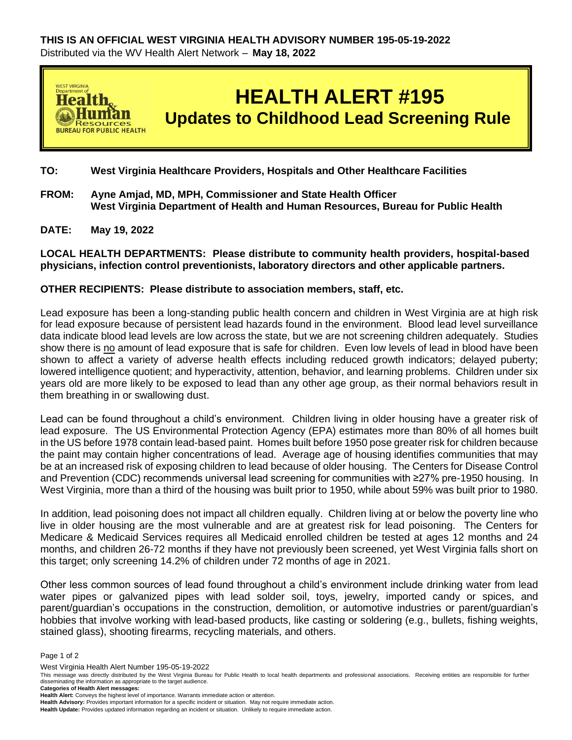**THIS IS AN OFFICIAL WEST VIRGINIA HEALTH ADVISORY NUMBER 195-05-19-2022**
Distributed via the WV Health Alert Network – **May 18, 2022**

WEST VIRGINIA Department of Health & Human Resources BUREAU FOR PUBLIC HEALTH

# HEALTH ALERT #195

## Updates to Childhood Lead Screening Rule

**TO:** **West Virginia Healthcare Providers, Hospitals and Other Healthcare Facilities**

**FROM:** **Ayne Amjad, MD, MPH, Commissioner and State Health Officer**
**West Virginia Department of Health and Human Resources, Bureau for Public Health**

**DATE:** **May 19, 2022**

**LOCAL HEALTH DEPARTMENTS: Please distribute to community health providers, hospital-based physicians, infection control preventionists, laboratory directors and other applicable partners.**

**OTHER RECIPIENTS: Please distribute to association members, staff, etc.**

Lead exposure has been a long-standing public health concern and children in West Virginia are at high risk for lead exposure because of persistent lead hazards found in the environment. Blood lead level surveillance data indicate blood lead levels are low across the state, but we are not screening children adequately. Studies show there is no amount of lead exposure that is safe for children. Even low levels of lead in blood have been shown to affect a variety of adverse health effects including reduced growth indicators; delayed puberty; lowered intelligence quotient; and hyperactivity, attention, behavior, and learning problems. Children under six years old are more likely to be exposed to lead than any other age group, as their normal behaviors result in them breathing in or swallowing dust.

Lead can be found throughout a child's environment. Children living in older housing have a greater risk of lead exposure. The US Environmental Protection Agency (EPA) estimates more than 80% of all homes built in the US before 1978 contain lead-based paint. Homes built before 1950 pose greater risk for children because the paint may contain higher concentrations of lead. Average age of housing identifies communities that may be at an increased risk of exposing children to lead because of older housing. The Centers for Disease Control and Prevention (CDC) recommends universal lead screening for communities with ≥27% pre-1950 housing. In West Virginia, more than a third of the housing was built prior to 1950, while about 59% was built prior to 1980.

In addition, lead poisoning does not impact all children equally. Children living at or below the poverty line who live in older housing are the most vulnerable and are at greatest risk for lead poisoning. The Centers for Medicare & Medicaid Services requires all Medicaid enrolled children be tested at ages 12 months and 24 months, and children 26-72 months if they have not previously been screened, yet West Virginia falls short on this target; only screening 14.2% of children under 72 months of age in 2021.

Other less common sources of lead found throughout a child's environment include drinking water from lead water pipes or galvanized pipes with lead solder soil, toys, jewelry, imported candy or spices, and parent/guardian's occupations in the construction, demolition, or automotive industries or parent/guardian's hobbies that involve working with lead-based products, like casting or soldering (e.g., bullets, fishing weights, stained glass), shooting firearms, recycling materials, and others.

West Virginia Health Alert Number 195-05-19-2022
This message was directly distributed by the West Virginia Bureau for Public Health to local health departments and professional associations. Receiving entities are responsible for further disseminating the information as appropriate to the target audience.
**Categories of Health Alert messages:**
**Health Alert:** Conveys the highest level of importance. Warrants immediate action or attention.
**Health Advisory:** Provides important information for a specific incident or situation. May not require immediate action.
**Health Update:** Provides updated information regarding an incident or situation. Unlikely to require immediate action.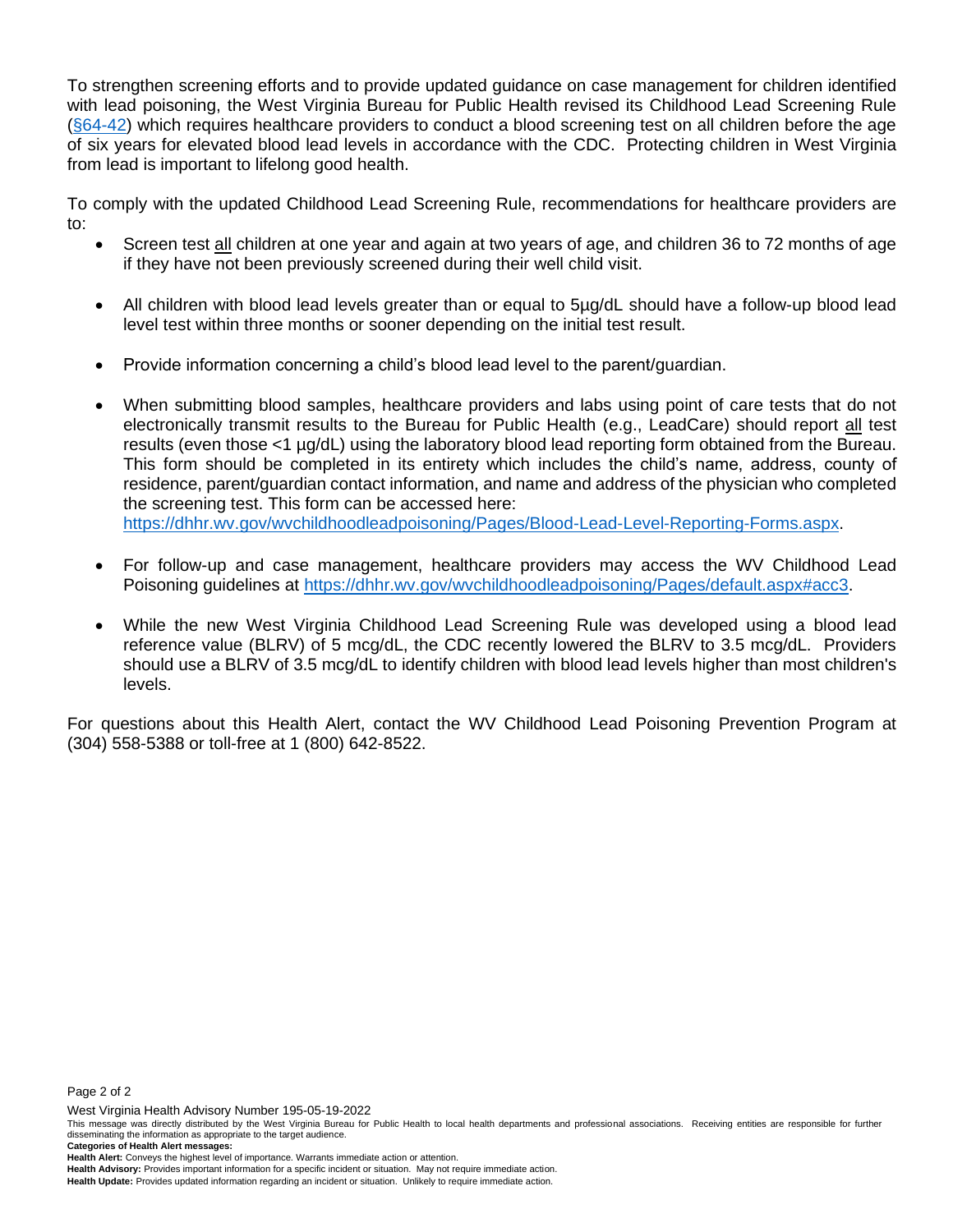To strengthen screening efforts and to provide updated guidance on case management for children identified with lead poisoning, the West Virginia Bureau for Public Health revised its Childhood Lead Screening Rule ([§64-42]) which requires healthcare providers to conduct a blood screening test on all children before the age of six years for elevated blood lead levels in accordance with the CDC. Protecting children in West Virginia from lead is important to lifelong good health.

To comply with the updated Childhood Lead Screening Rule, recommendations for healthcare providers are to:

- Screen test all children at one year and again at two years of age, and children 36 to 72 months of age if they have not been previously screened during their well child visit.

- All children with blood lead levels greater than or equal to 5µg/dL should have a follow-up blood lead level test within three months or sooner depending on the initial test result.

- Provide information concerning a child's blood lead level to the parent/guardian.

- When submitting blood samples, healthcare providers and labs using point of care tests that do not electronically transmit results to the Bureau for Public Health (e.g., LeadCare) should report all test results (even those <1 µg/dL) using the laboratory blood lead reporting form obtained from the Bureau. This form should be completed in its entirety which includes the child's name, address, county of residence, parent/guardian contact information, and name and address of the physician who completed the screening test. This form can be accessed here: https://dhhr.wv.gov/wvchildhoodleadpoisoning/Pages/Blood-Lead-Level-Reporting-Forms.aspx.

- For follow-up and case management, healthcare providers may access the WV Childhood Lead Poisoning guidelines at https://dhhr.wv.gov/wvchildhoodleadpoisoning/Pages/default.aspx#acc3.

- While the new West Virginia Childhood Lead Screening Rule was developed using a blood lead reference value (BLRV) of 5 mcg/dL, the CDC recently lowered the BLRV to 3.5 mcg/dL. Providers should use a BLRV of 3.5 mcg/dL to identify children with blood lead levels higher than most children's levels.

For questions about this Health Alert, contact the WV Childhood Lead Poisoning Prevention Program at (304) 558-5388 or toll-free at 1 (800) 642-8522.

West Virginia Health Advisory Number 195-05-19-2022

This message was directly distributed by the West Virginia Bureau for Public Health to local health departments and professional associations. Receiving entities are responsible for further disseminating the information as appropriate to the target audience.

**Categories of Health Alert messages:**

**Health Alert:** Conveys the highest level of importance. Warrants immediate action or attention.

**Health Advisory:** Provides important information for a specific incident or situation. May not require immediate action.

**Health Update:** Provides updated information regarding an incident or situation. Unlikely to require immediate action.